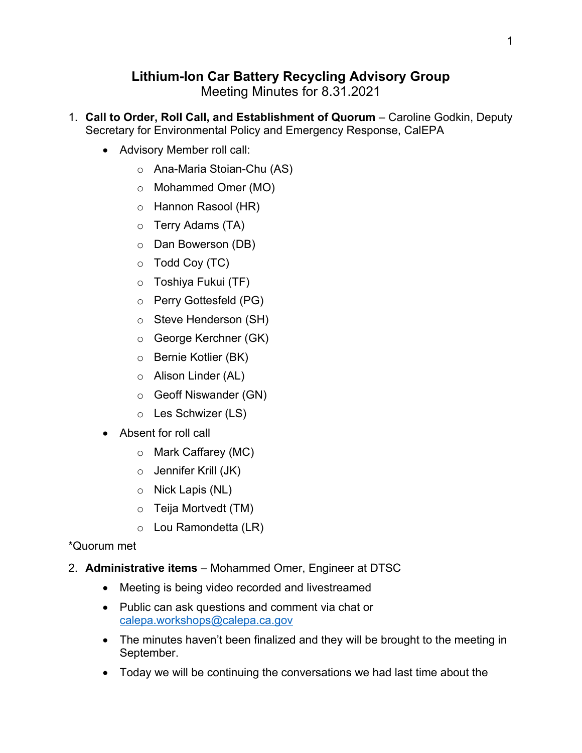# Lithium-Ion Car Battery Recycling Advisory Group

Meeting Minutes for 8.31.2021

1. **Call to Order, Roll Call, and Establishment of Quorum** – Caroline Godkin, Deputy Secretary for Environmental Policy and Emergency Response, CalEPA
   - Advisory Member roll call:
     - Ana-Maria Stoian-Chu (AS)
     - Mohammed Omer (MO)
     - Hannon Rasool (HR)
     - Terry Adams (TA)
     - Dan Bowerson (DB)
     - Todd Coy (TC)
     - Toshiya Fukui (TF)
     - Perry Gottesfeld (PG)
     - Steve Henderson (SH)
     - George Kerchner (GK)
     - Bernie Kotlier (BK)
     - Alison Linder (AL)
     - Geoff Niswander (GN)
     - Les Schwizer (LS)
   - Absent for roll call
     - Mark Caffarey (MC)
     - Jennifer Krill (JK)
     - Nick Lapis (NL)
     - Teija Mortvedt (TM)
     - Lou Ramondetta (LR)

*Quorum met

2. **Administrative items** – Mohammed Omer, Engineer at DTSC
   - Meeting is being video recorded and livestreamed
   - Public can ask questions and comment via chat or calepa.workshops@calepa.ca.gov
   - The minutes haven't been finalized and they will be brought to the meeting in September.
   - Today we will be continuing the conversations we had last time about the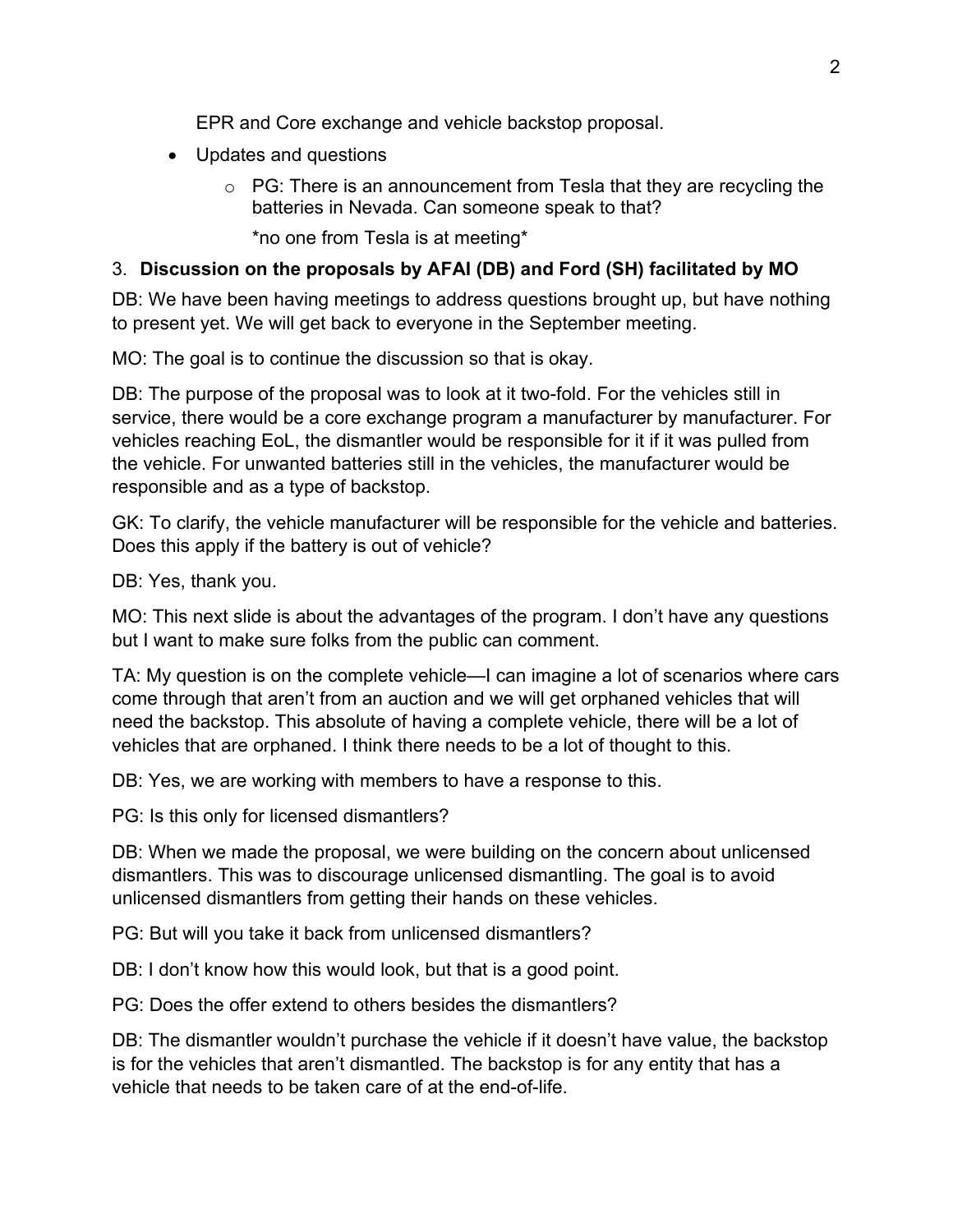EPR and Core exchange and vehicle backstop proposal.

- Updates and questions
  - PG: There is an announcement from Tesla that they are recycling the batteries in Nevada. Can someone speak to that?

    *no one from Tesla is at meeting*

3. **Discussion on the proposals by AFAI (DB) and Ford (SH) facilitated by MO**

DB: We have been having meetings to address questions brought up, but have nothing to present yet. We will get back to everyone in the September meeting.

MO: The goal is to continue the discussion so that is okay.

DB: The purpose of the proposal was to look at it two-fold. For the vehicles still in service, there would be a core exchange program a manufacturer by manufacturer. For vehicles reaching EoL, the dismantler would be responsible for it if it was pulled from the vehicle. For unwanted batteries still in the vehicles, the manufacturer would be responsible and as a type of backstop.

GK: To clarify, the vehicle manufacturer will be responsible for the vehicle and batteries. Does this apply if the battery is out of vehicle?

DB: Yes, thank you.

MO: This next slide is about the advantages of the program. I don't have any questions but I want to make sure folks from the public can comment.

TA: My question is on the complete vehicle—I can imagine a lot of scenarios where cars come through that aren't from an auction and we will get orphaned vehicles that will need the backstop. This absolute of having a complete vehicle, there will be a lot of vehicles that are orphaned. I think there needs to be a lot of thought to this.

DB: Yes, we are working with members to have a response to this.

PG: Is this only for licensed dismantlers?

DB: When we made the proposal, we were building on the concern about unlicensed dismantlers. This was to discourage unlicensed dismantling. The goal is to avoid unlicensed dismantlers from getting their hands on these vehicles.

PG: But will you take it back from unlicensed dismantlers?

DB: I don't know how this would look, but that is a good point.

PG: Does the offer extend to others besides the dismantlers?

DB: The dismantler wouldn't purchase the vehicle if it doesn't have value, the backstop is for the vehicles that aren't dismantled. The backstop is for any entity that has a vehicle that needs to be taken care of at the end-of-life.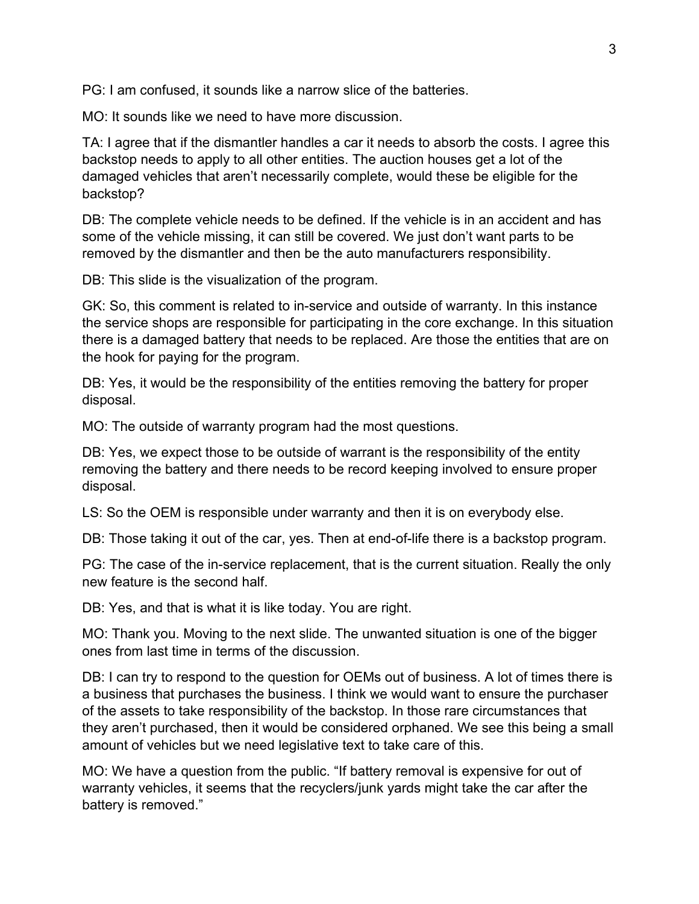PG: I am confused, it sounds like a narrow slice of the batteries.

MO: It sounds like we need to have more discussion.

TA: I agree that if the dismantler handles a car it needs to absorb the costs. I agree this backstop needs to apply to all other entities. The auction houses get a lot of the damaged vehicles that aren't necessarily complete, would these be eligible for the backstop?

DB: The complete vehicle needs to be defined. If the vehicle is in an accident and has some of the vehicle missing, it can still be covered. We just don't want parts to be removed by the dismantler and then be the auto manufacturers responsibility.

DB: This slide is the visualization of the program.

GK: So, this comment is related to in-service and outside of warranty. In this instance the service shops are responsible for participating in the core exchange. In this situation there is a damaged battery that needs to be replaced. Are those the entities that are on the hook for paying for the program.

DB: Yes, it would be the responsibility of the entities removing the battery for proper disposal.

MO: The outside of warranty program had the most questions.

DB: Yes, we expect those to be outside of warrant is the responsibility of the entity removing the battery and there needs to be record keeping involved to ensure proper disposal.

LS: So the OEM is responsible under warranty and then it is on everybody else.

DB: Those taking it out of the car, yes. Then at end-of-life there is a backstop program.

PG: The case of the in-service replacement, that is the current situation. Really the only new feature is the second half.

DB: Yes, and that is what it is like today. You are right.

MO: Thank you. Moving to the next slide. The unwanted situation is one of the bigger ones from last time in terms of the discussion.

DB: I can try to respond to the question for OEMs out of business. A lot of times there is a business that purchases the business. I think we would want to ensure the purchaser of the assets to take responsibility of the backstop. In those rare circumstances that they aren't purchased, then it would be considered orphaned. We see this being a small amount of vehicles but we need legislative text to take care of this.

MO: We have a question from the public. "If battery removal is expensive for out of warranty vehicles, it seems that the recyclers/junk yards might take the car after the battery is removed."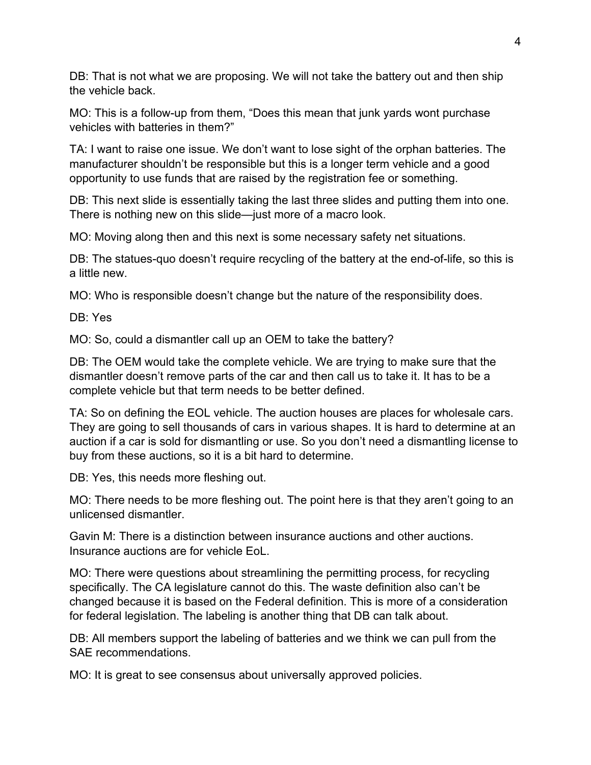DB: That is not what we are proposing. We will not take the battery out and then ship the vehicle back.

MO: This is a follow-up from them, "Does this mean that junk yards wont purchase vehicles with batteries in them?"

TA: I want to raise one issue. We don't want to lose sight of the orphan batteries. The manufacturer shouldn't be responsible but this is a longer term vehicle and a good opportunity to use funds that are raised by the registration fee or something.

DB: This next slide is essentially taking the last three slides and putting them into one. There is nothing new on this slide—just more of a macro look.

MO: Moving along then and this next is some necessary safety net situations.

DB: The statues-quo doesn't require recycling of the battery at the end-of-life, so this is a little new.

MO: Who is responsible doesn't change but the nature of the responsibility does.

DB: Yes

MO: So, could a dismantler call up an OEM to take the battery?

DB: The OEM would take the complete vehicle. We are trying to make sure that the dismantler doesn't remove parts of the car and then call us to take it. It has to be a complete vehicle but that term needs to be better defined.

TA: So on defining the EOL vehicle. The auction houses are places for wholesale cars. They are going to sell thousands of cars in various shapes. It is hard to determine at an auction if a car is sold for dismantling or use. So you don't need a dismantling license to buy from these auctions, so it is a bit hard to determine.

DB: Yes, this needs more fleshing out.

MO: There needs to be more fleshing out. The point here is that they aren't going to an unlicensed dismantler.

Gavin M: There is a distinction between insurance auctions and other auctions. Insurance auctions are for vehicle EoL.

MO: There were questions about streamlining the permitting process, for recycling specifically. The CA legislature cannot do this. The waste definition also can't be changed because it is based on the Federal definition. This is more of a consideration for federal legislation. The labeling is another thing that DB can talk about.

DB: All members support the labeling of batteries and we think we can pull from the SAE recommendations.

MO: It is great to see consensus about universally approved policies.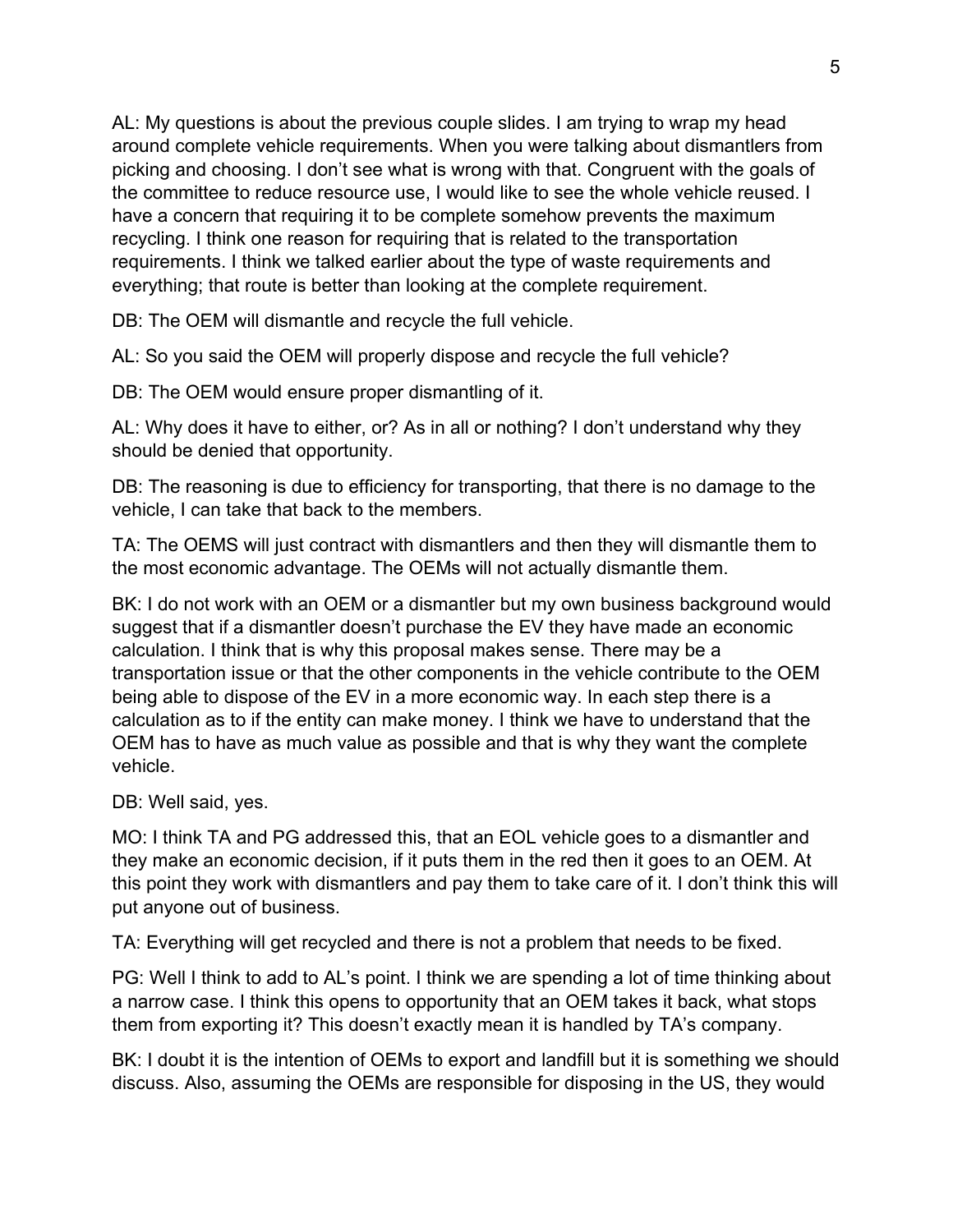AL: My questions is about the previous couple slides. I am trying to wrap my head around complete vehicle requirements. When you were talking about dismantlers from picking and choosing. I don't see what is wrong with that. Congruent with the goals of the committee to reduce resource use, I would like to see the whole vehicle reused. I have a concern that requiring it to be complete somehow prevents the maximum recycling. I think one reason for requiring that is related to the transportation requirements. I think we talked earlier about the type of waste requirements and everything; that route is better than looking at the complete requirement.

DB: The OEM will dismantle and recycle the full vehicle.

AL: So you said the OEM will properly dispose and recycle the full vehicle?

DB: The OEM would ensure proper dismantling of it.

AL: Why does it have to either, or? As in all or nothing? I don't understand why they should be denied that opportunity.

DB: The reasoning is due to efficiency for transporting, that there is no damage to the vehicle, I can take that back to the members.

TA: The OEMS will just contract with dismantlers and then they will dismantle them to the most economic advantage. The OEMs will not actually dismantle them.

BK: I do not work with an OEM or a dismantler but my own business background would suggest that if a dismantler doesn't purchase the EV they have made an economic calculation. I think that is why this proposal makes sense. There may be a transportation issue or that the other components in the vehicle contribute to the OEM being able to dispose of the EV in a more economic way. In each step there is a calculation as to if the entity can make money. I think we have to understand that the OEM has to have as much value as possible and that is why they want the complete vehicle.

DB: Well said, yes.

MO: I think TA and PG addressed this, that an EOL vehicle goes to a dismantler and they make an economic decision, if it puts them in the red then it goes to an OEM. At this point they work with dismantlers and pay them to take care of it. I don't think this will put anyone out of business.

TA: Everything will get recycled and there is not a problem that needs to be fixed.

PG: Well I think to add to AL's point. I think we are spending a lot of time thinking about a narrow case. I think this opens to opportunity that an OEM takes it back, what stops them from exporting it? This doesn't exactly mean it is handled by TA's company.

BK: I doubt it is the intention of OEMs to export and landfill but it is something we should discuss. Also, assuming the OEMs are responsible for disposing in the US, they would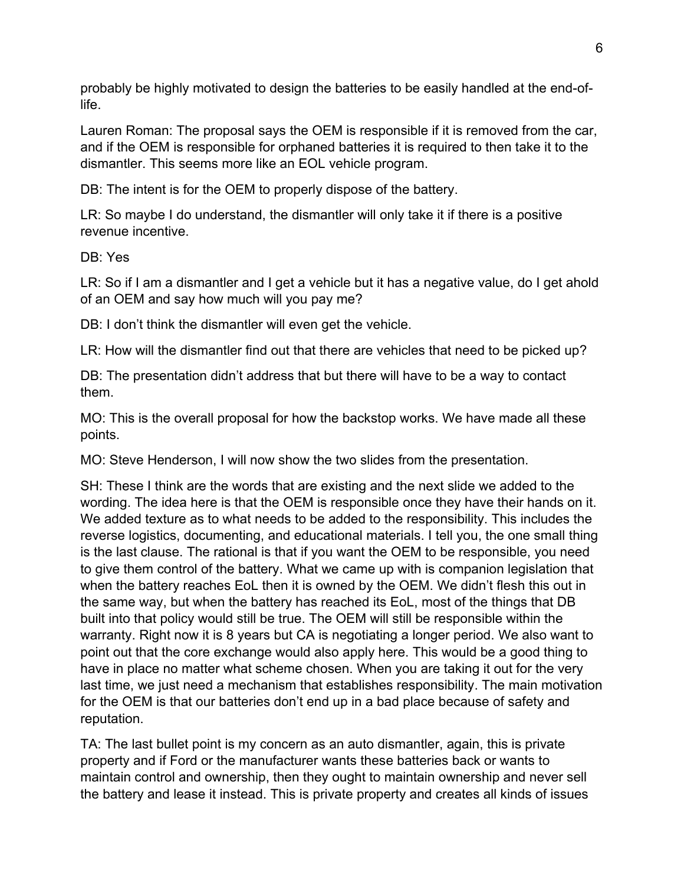probably be highly motivated to design the batteries to be easily handled at the end-of-life.

Lauren Roman: The proposal says the OEM is responsible if it is removed from the car, and if the OEM is responsible for orphaned batteries it is required to then take it to the dismantler. This seems more like an EOL vehicle program.

DB: The intent is for the OEM to properly dispose of the battery.

LR: So maybe I do understand, the dismantler will only take it if there is a positive revenue incentive.

DB: Yes

LR: So if I am a dismantler and I get a vehicle but it has a negative value, do I get ahold of an OEM and say how much will you pay me?

DB: I don't think the dismantler will even get the vehicle.

LR: How will the dismantler find out that there are vehicles that need to be picked up?

DB: The presentation didn't address that but there will have to be a way to contact them.

MO: This is the overall proposal for how the backstop works. We have made all these points.

MO: Steve Henderson, I will now show the two slides from the presentation.

SH: These I think are the words that are existing and the next slide we added to the wording. The idea here is that the OEM is responsible once they have their hands on it. We added texture as to what needs to be added to the responsibility. This includes the reverse logistics, documenting, and educational materials. I tell you, the one small thing is the last clause. The rational is that if you want the OEM to be responsible, you need to give them control of the battery. What we came up with is companion legislation that when the battery reaches EoL then it is owned by the OEM. We didn't flesh this out in the same way, but when the battery has reached its EoL, most of the things that DB built into that policy would still be true. The OEM will still be responsible within the warranty. Right now it is 8 years but CA is negotiating a longer period. We also want to point out that the core exchange would also apply here. This would be a good thing to have in place no matter what scheme chosen. When you are taking it out for the very last time, we just need a mechanism that establishes responsibility. The main motivation for the OEM is that our batteries don't end up in a bad place because of safety and reputation.

TA: The last bullet point is my concern as an auto dismantler, again, this is private property and if Ford or the manufacturer wants these batteries back or wants to maintain control and ownership, then they ought to maintain ownership and never sell the battery and lease it instead. This is private property and creates all kinds of issues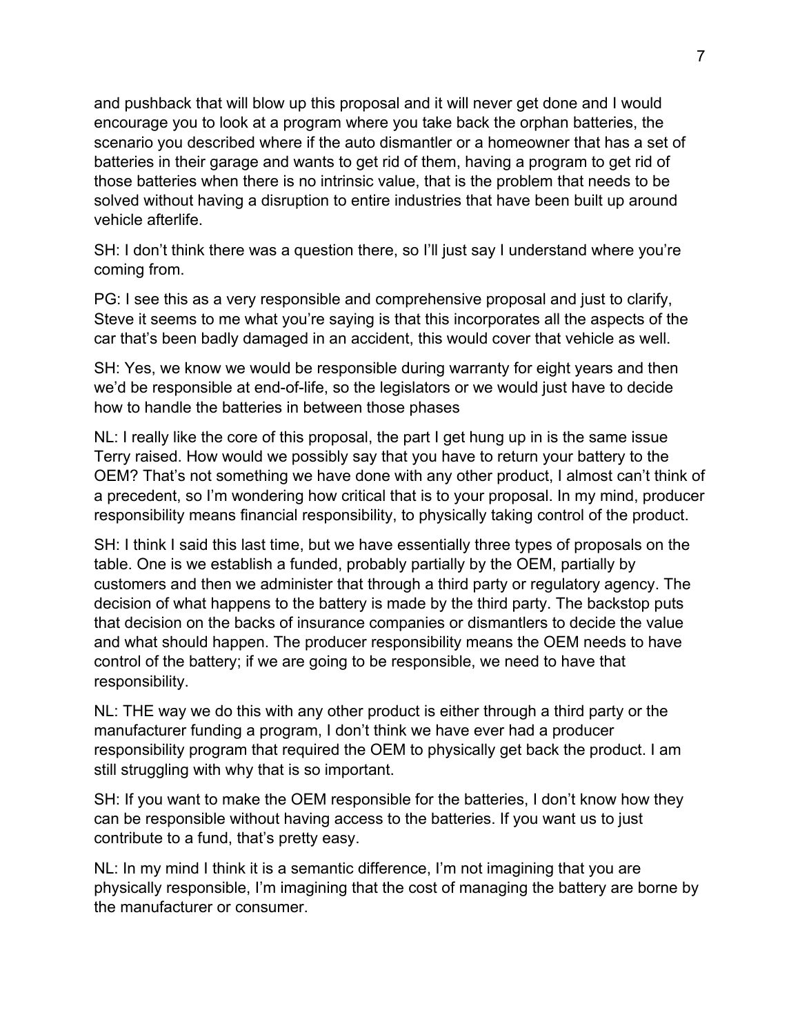and pushback that will blow up this proposal and it will never get done and I would encourage you to look at a program where you take back the orphan batteries, the scenario you described where if the auto dismantler or a homeowner that has a set of batteries in their garage and wants to get rid of them, having a program to get rid of those batteries when there is no intrinsic value, that is the problem that needs to be solved without having a disruption to entire industries that have been built up around vehicle afterlife.

SH: I don't think there was a question there, so I'll just say I understand where you're coming from.

PG: I see this as a very responsible and comprehensive proposal and just to clarify, Steve it seems to me what you're saying is that this incorporates all the aspects of the car that's been badly damaged in an accident, this would cover that vehicle as well.

SH: Yes, we know we would be responsible during warranty for eight years and then we'd be responsible at end-of-life, so the legislators or we would just have to decide how to handle the batteries in between those phases

NL: I really like the core of this proposal, the part I get hung up in is the same issue Terry raised. How would we possibly say that you have to return your battery to the OEM? That's not something we have done with any other product, I almost can't think of a precedent, so I'm wondering how critical that is to your proposal. In my mind, producer responsibility means financial responsibility, to physically taking control of the product.

SH: I think I said this last time, but we have essentially three types of proposals on the table. One is we establish a funded, probably partially by the OEM, partially by customers and then we administer that through a third party or regulatory agency. The decision of what happens to the battery is made by the third party. The backstop puts that decision on the backs of insurance companies or dismantlers to decide the value and what should happen. The producer responsibility means the OEM needs to have control of the battery; if we are going to be responsible, we need to have that responsibility.

NL: THE way we do this with any other product is either through a third party or the manufacturer funding a program, I don't think we have ever had a producer responsibility program that required the OEM to physically get back the product. I am still struggling with why that is so important.

SH: If you want to make the OEM responsible for the batteries, I don't know how they can be responsible without having access to the batteries. If you want us to just contribute to a fund, that's pretty easy.

NL: In my mind I think it is a semantic difference, I'm not imagining that you are physically responsible, I'm imagining that the cost of managing the battery are borne by the manufacturer or consumer.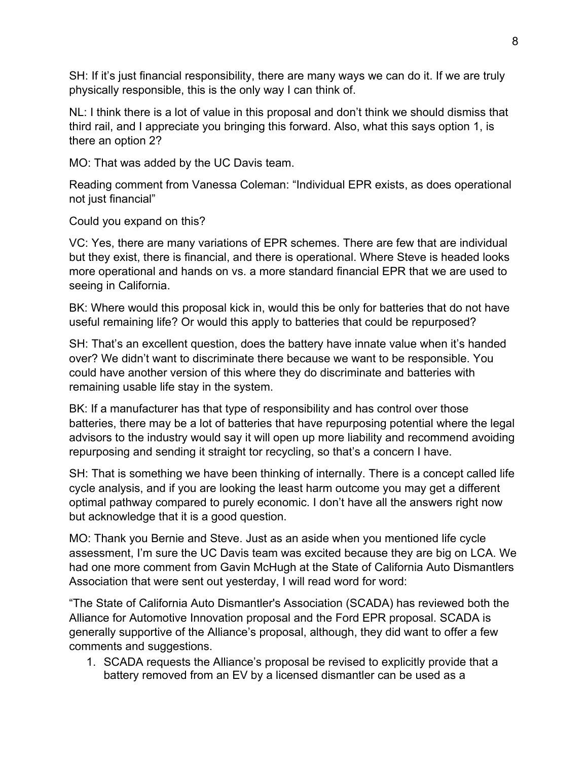SH: If it's just financial responsibility, there are many ways we can do it. If we are truly physically responsible, this is the only way I can think of.

NL: I think there is a lot of value in this proposal and don't think we should dismiss that third rail, and I appreciate you bringing this forward. Also, what this says option 1, is there an option 2?

MO: That was added by the UC Davis team.

Reading comment from Vanessa Coleman: "Individual EPR exists, as does operational not just financial"

Could you expand on this?

VC: Yes, there are many variations of EPR schemes. There are few that are individual but they exist, there is financial, and there is operational. Where Steve is headed looks more operational and hands on vs. a more standard financial EPR that we are used to seeing in California.

BK: Where would this proposal kick in, would this be only for batteries that do not have useful remaining life? Or would this apply to batteries that could be repurposed?

SH: That's an excellent question, does the battery have innate value when it's handed over? We didn't want to discriminate there because we want to be responsible. You could have another version of this where they do discriminate and batteries with remaining usable life stay in the system.

BK: If a manufacturer has that type of responsibility and has control over those batteries, there may be a lot of batteries that have repurposing potential where the legal advisors to the industry would say it will open up more liability and recommend avoiding repurposing and sending it straight tor recycling, so that's a concern I have.

SH: That is something we have been thinking of internally. There is a concept called life cycle analysis, and if you are looking the least harm outcome you may get a different optimal pathway compared to purely economic. I don't have all the answers right now but acknowledge that it is a good question.

MO: Thank you Bernie and Steve. Just as an aside when you mentioned life cycle assessment, I'm sure the UC Davis team was excited because they are big on LCA. We had one more comment from Gavin McHugh at the State of California Auto Dismantlers Association that were sent out yesterday, I will read word for word:

"The State of California Auto Dismantler's Association (SCADA) has reviewed both the Alliance for Automotive Innovation proposal and the Ford EPR proposal. SCADA is generally supportive of the Alliance's proposal, although, they did want to offer a few comments and suggestions.

1. SCADA requests the Alliance's proposal be revised to explicitly provide that a battery removed from an EV by a licensed dismantler can be used as a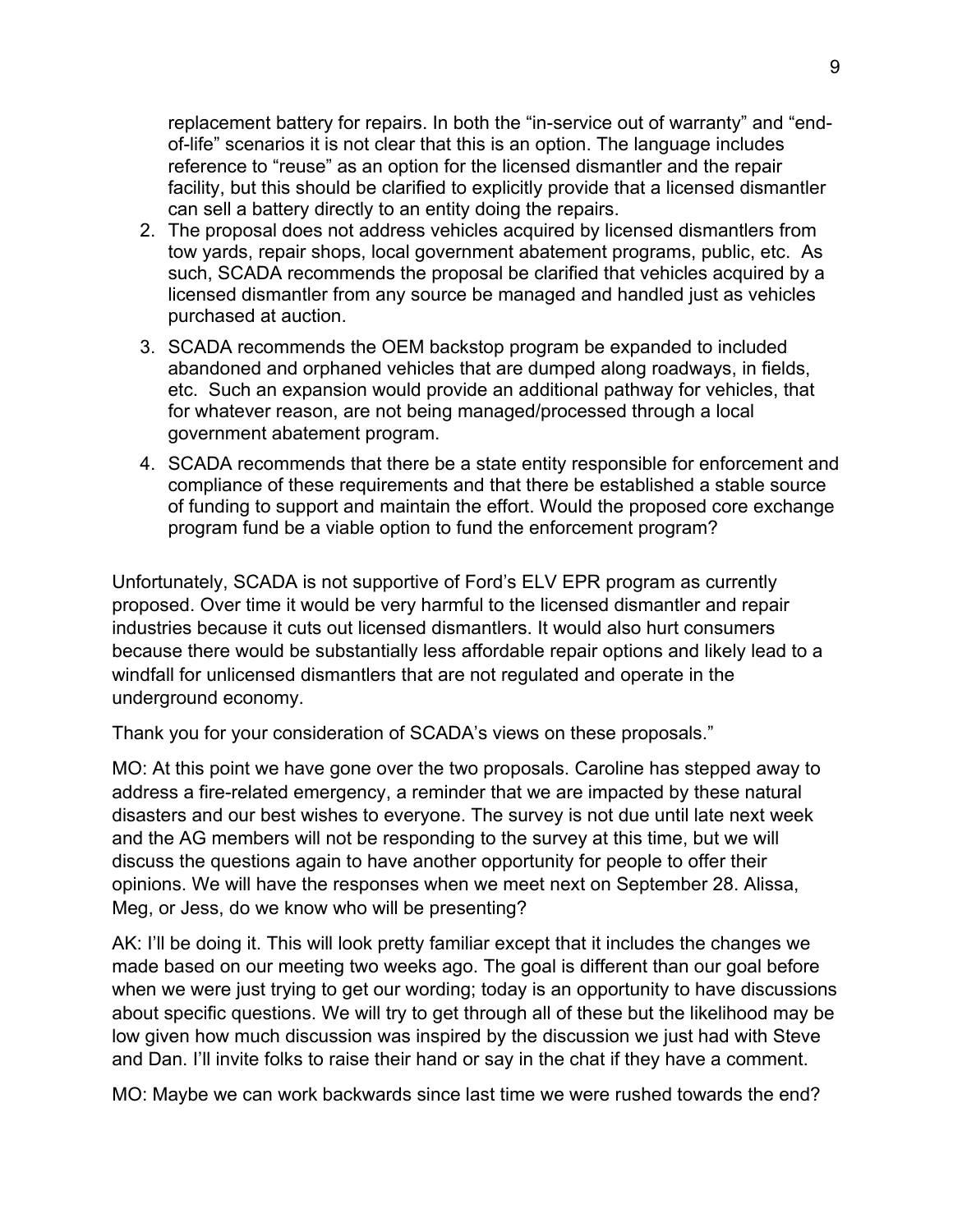replacement battery for repairs. In both the "in-service out of warranty" and "end-of-life" scenarios it is not clear that this is an option. The language includes reference to "reuse" as an option for the licensed dismantler and the repair facility, but this should be clarified to explicitly provide that a licensed dismantler can sell a battery directly to an entity doing the repairs.

2. The proposal does not address vehicles acquired by licensed dismantlers from tow yards, repair shops, local government abatement programs, public, etc. As such, SCADA recommends the proposal be clarified that vehicles acquired by a licensed dismantler from any source be managed and handled just as vehicles purchased at auction.
3. SCADA recommends the OEM backstop program be expanded to included abandoned and orphaned vehicles that are dumped along roadways, in fields, etc. Such an expansion would provide an additional pathway for vehicles, that for whatever reason, are not being managed/processed through a local government abatement program.
4. SCADA recommends that there be a state entity responsible for enforcement and compliance of these requirements and that there be established a stable source of funding to support and maintain the effort. Would the proposed core exchange program fund be a viable option to fund the enforcement program?

Unfortunately, SCADA is not supportive of Ford's ELV EPR program as currently proposed. Over time it would be very harmful to the licensed dismantler and repair industries because it cuts out licensed dismantlers. It would also hurt consumers because there would be substantially less affordable repair options and likely lead to a windfall for unlicensed dismantlers that are not regulated and operate in the underground economy.

Thank you for your consideration of SCADA's views on these proposals."

MO: At this point we have gone over the two proposals. Caroline has stepped away to address a fire-related emergency, a reminder that we are impacted by these natural disasters and our best wishes to everyone. The survey is not due until late next week and the AG members will not be responding to the survey at this time, but we will discuss the questions again to have another opportunity for people to offer their opinions. We will have the responses when we meet next on September 28. Alissa, Meg, or Jess, do we know who will be presenting?

AK: I'll be doing it. This will look pretty familiar except that it includes the changes we made based on our meeting two weeks ago. The goal is different than our goal before when we were just trying to get our wording; today is an opportunity to have discussions about specific questions. We will try to get through all of these but the likelihood may be low given how much discussion was inspired by the discussion we just had with Steve and Dan. I'll invite folks to raise their hand or say in the chat if they have a comment.

MO: Maybe we can work backwards since last time we were rushed towards the end?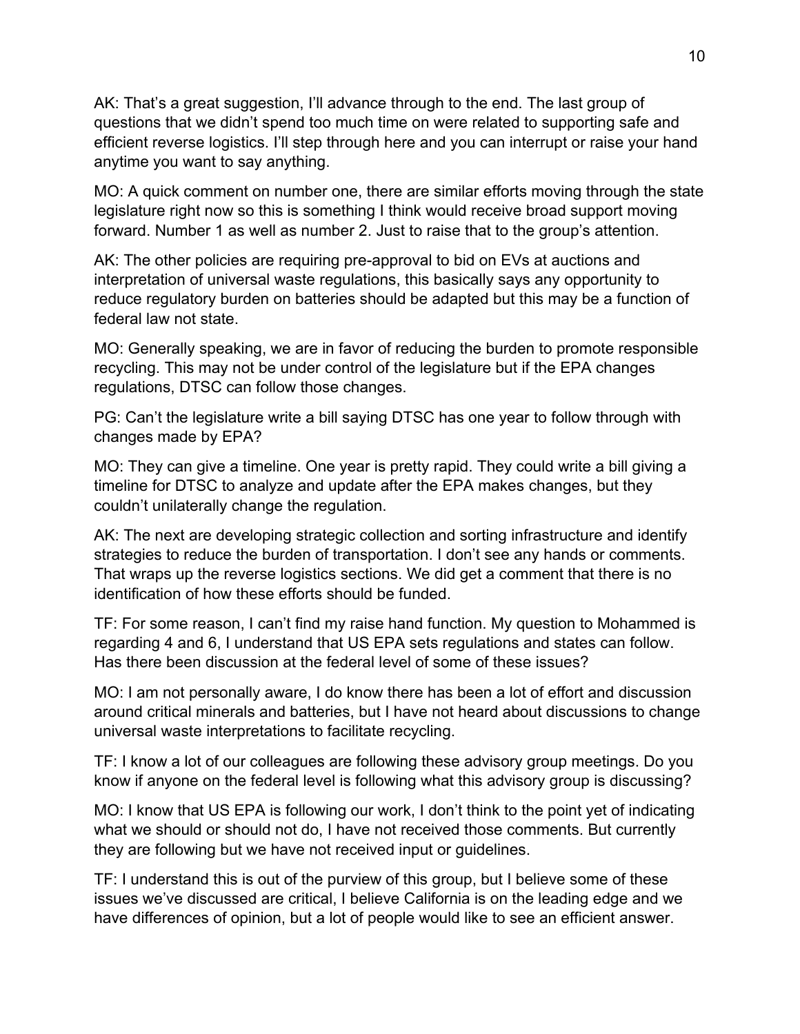AK: That's a great suggestion, I'll advance through to the end. The last group of questions that we didn't spend too much time on were related to supporting safe and efficient reverse logistics. I'll step through here and you can interrupt or raise your hand anytime you want to say anything.

MO: A quick comment on number one, there are similar efforts moving through the state legislature right now so this is something I think would receive broad support moving forward. Number 1 as well as number 2. Just to raise that to the group's attention.

AK: The other policies are requiring pre-approval to bid on EVs at auctions and interpretation of universal waste regulations, this basically says any opportunity to reduce regulatory burden on batteries should be adapted but this may be a function of federal law not state.

MO: Generally speaking, we are in favor of reducing the burden to promote responsible recycling. This may not be under control of the legislature but if the EPA changes regulations, DTSC can follow those changes.

PG: Can't the legislature write a bill saying DTSC has one year to follow through with changes made by EPA?

MO: They can give a timeline. One year is pretty rapid. They could write a bill giving a timeline for DTSC to analyze and update after the EPA makes changes, but they couldn't unilaterally change the regulation.

AK: The next are developing strategic collection and sorting infrastructure and identify strategies to reduce the burden of transportation. I don't see any hands or comments. That wraps up the reverse logistics sections. We did get a comment that there is no identification of how these efforts should be funded.

TF: For some reason, I can't find my raise hand function. My question to Mohammed is regarding 4 and 6, I understand that US EPA sets regulations and states can follow. Has there been discussion at the federal level of some of these issues?

MO: I am not personally aware, I do know there has been a lot of effort and discussion around critical minerals and batteries, but I have not heard about discussions to change universal waste interpretations to facilitate recycling.

TF: I know a lot of our colleagues are following these advisory group meetings. Do you know if anyone on the federal level is following what this advisory group is discussing?

MO: I know that US EPA is following our work, I don't think to the point yet of indicating what we should or should not do, I have not received those comments. But currently they are following but we have not received input or guidelines.

TF: I understand this is out of the purview of this group, but I believe some of these issues we've discussed are critical, I believe California is on the leading edge and we have differences of opinion, but a lot of people would like to see an efficient answer.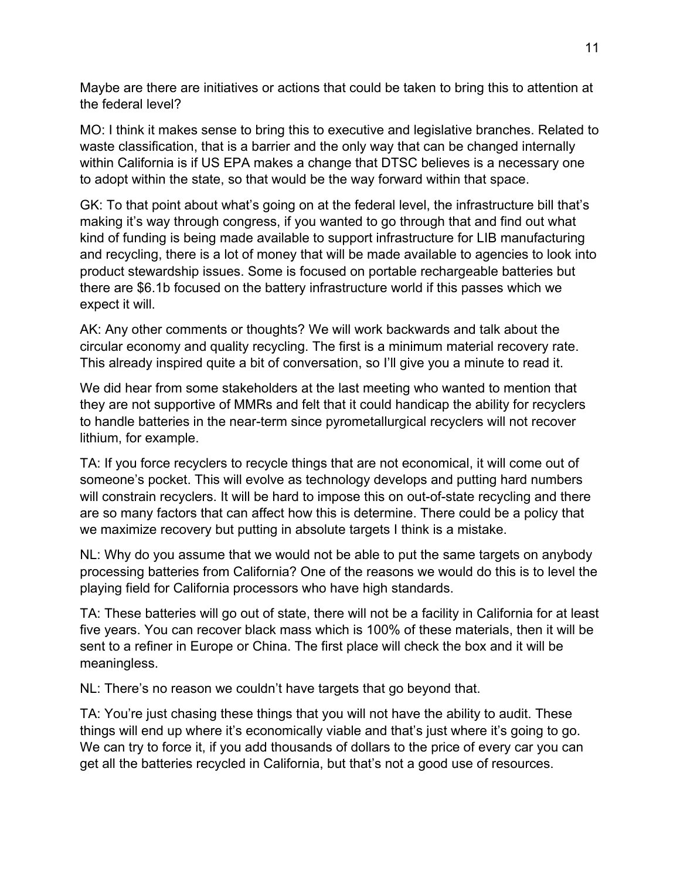Maybe are there are initiatives or actions that could be taken to bring this to attention at the federal level?

MO: I think it makes sense to bring this to executive and legislative branches. Related to waste classification, that is a barrier and the only way that can be changed internally within California is if US EPA makes a change that DTSC believes is a necessary one to adopt within the state, so that would be the way forward within that space.

GK: To that point about what's going on at the federal level, the infrastructure bill that's making it's way through congress, if you wanted to go through that and find out what kind of funding is being made available to support infrastructure for LIB manufacturing and recycling, there is a lot of money that will be made available to agencies to look into product stewardship issues. Some is focused on portable rechargeable batteries but there are $6.1b focused on the battery infrastructure world if this passes which we expect it will.

AK: Any other comments or thoughts? We will work backwards and talk about the circular economy and quality recycling. The first is a minimum material recovery rate. This already inspired quite a bit of conversation, so I'll give you a minute to read it.

We did hear from some stakeholders at the last meeting who wanted to mention that they are not supportive of MMRs and felt that it could handicap the ability for recyclers to handle batteries in the near-term since pyrometallurgical recyclers will not recover lithium, for example.

TA: If you force recyclers to recycle things that are not economical, it will come out of someone's pocket. This will evolve as technology develops and putting hard numbers will constrain recyclers. It will be hard to impose this on out-of-state recycling and there are so many factors that can affect how this is determine. There could be a policy that we maximize recovery but putting in absolute targets I think is a mistake.

NL: Why do you assume that we would not be able to put the same targets on anybody processing batteries from California? One of the reasons we would do this is to level the playing field for California processors who have high standards.

TA: These batteries will go out of state, there will not be a facility in California for at least five years. You can recover black mass which is 100% of these materials, then it will be sent to a refiner in Europe or China. The first place will check the box and it will be meaningless.

NL: There's no reason we couldn't have targets that go beyond that.

TA: You're just chasing these things that you will not have the ability to audit. These things will end up where it's economically viable and that's just where it's going to go. We can try to force it, if you add thousands of dollars to the price of every car you can get all the batteries recycled in California, but that's not a good use of resources.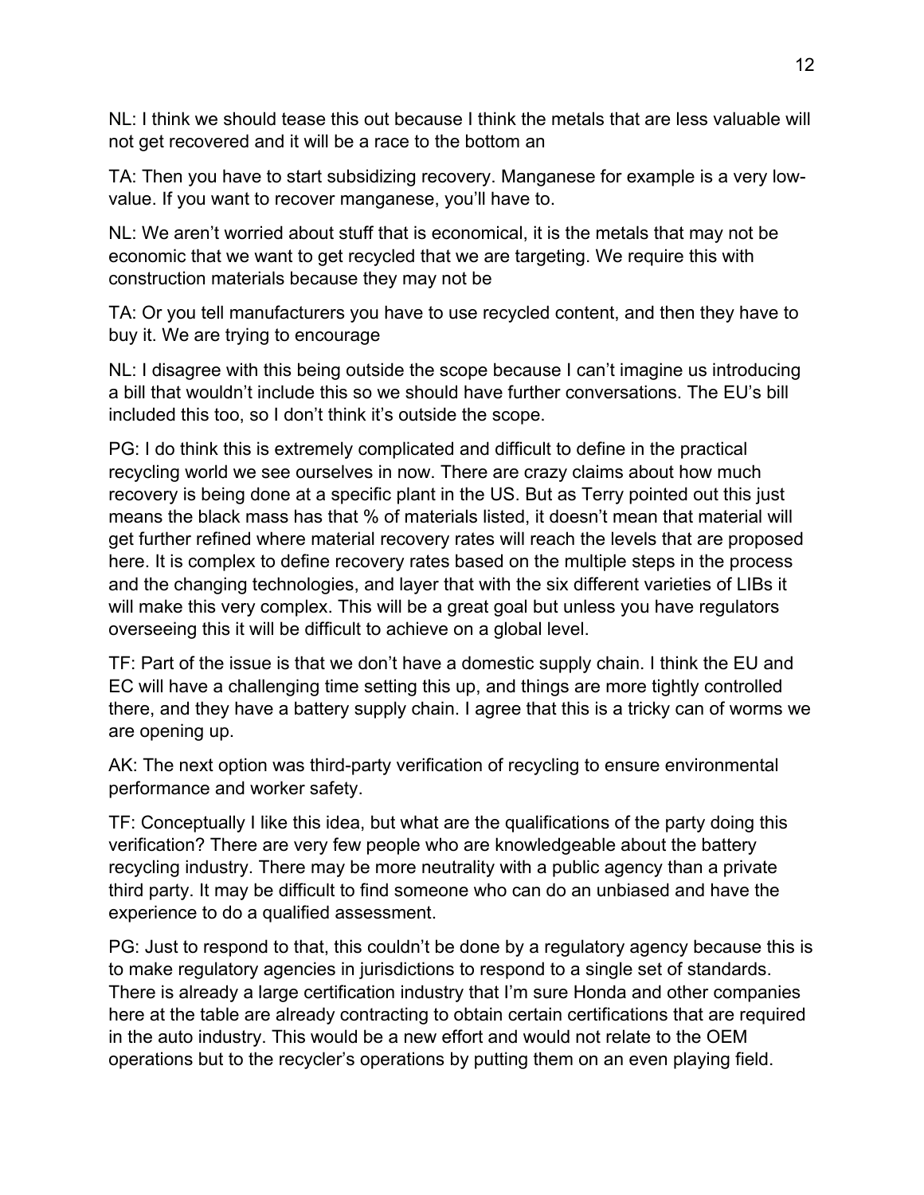NL: I think we should tease this out because I think the metals that are less valuable will not get recovered and it will be a race to the bottom an

TA: Then you have to start subsidizing recovery. Manganese for example is a very low-value. If you want to recover manganese, you'll have to.

NL: We aren't worried about stuff that is economical, it is the metals that may not be economic that we want to get recycled that we are targeting. We require this with construction materials because they may not be

TA: Or you tell manufacturers you have to use recycled content, and then they have to buy it. We are trying to encourage

NL: I disagree with this being outside the scope because I can't imagine us introducing a bill that wouldn't include this so we should have further conversations. The EU's bill included this too, so I don't think it's outside the scope.

PG: I do think this is extremely complicated and difficult to define in the practical recycling world we see ourselves in now. There are crazy claims about how much recovery is being done at a specific plant in the US. But as Terry pointed out this just means the black mass has that % of materials listed, it doesn't mean that material will get further refined where material recovery rates will reach the levels that are proposed here. It is complex to define recovery rates based on the multiple steps in the process and the changing technologies, and layer that with the six different varieties of LIBs it will make this very complex. This will be a great goal but unless you have regulators overseeing this it will be difficult to achieve on a global level.

TF: Part of the issue is that we don't have a domestic supply chain. I think the EU and EC will have a challenging time setting this up, and things are more tightly controlled there, and they have a battery supply chain. I agree that this is a tricky can of worms we are opening up.

AK: The next option was third-party verification of recycling to ensure environmental performance and worker safety.

TF: Conceptually I like this idea, but what are the qualifications of the party doing this verification? There are very few people who are knowledgeable about the battery recycling industry. There may be more neutrality with a public agency than a private third party. It may be difficult to find someone who can do an unbiased and have the experience to do a qualified assessment.

PG: Just to respond to that, this couldn't be done by a regulatory agency because this is to make regulatory agencies in jurisdictions to respond to a single set of standards. There is already a large certification industry that I'm sure Honda and other companies here at the table are already contracting to obtain certain certifications that are required in the auto industry. This would be a new effort and would not relate to the OEM operations but to the recycler's operations by putting them on an even playing field.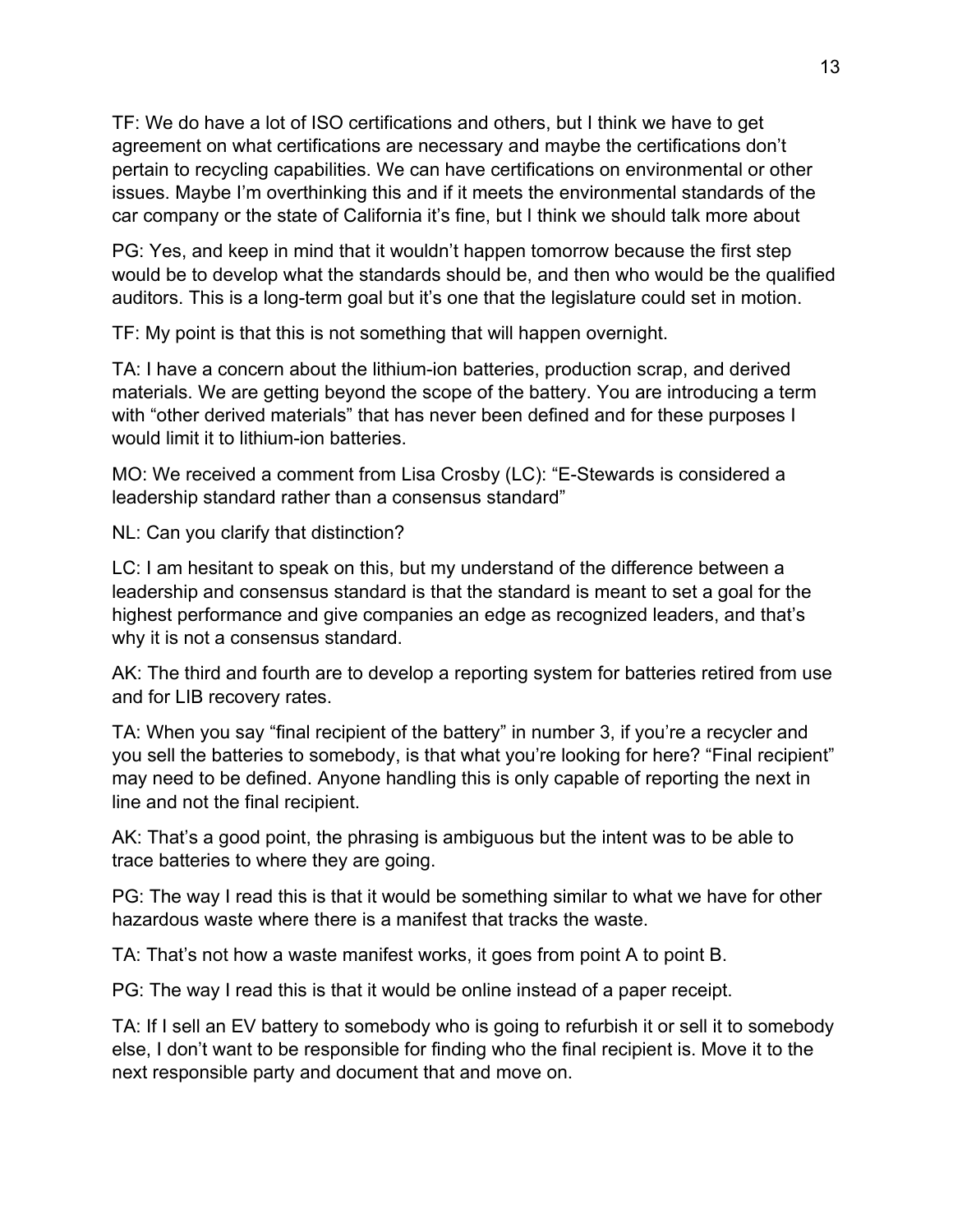TF: We do have a lot of ISO certifications and others, but I think we have to get agreement on what certifications are necessary and maybe the certifications don't pertain to recycling capabilities. We can have certifications on environmental or other issues. Maybe I'm overthinking this and if it meets the environmental standards of the car company or the state of California it's fine, but I think we should talk more about

PG: Yes, and keep in mind that it wouldn't happen tomorrow because the first step would be to develop what the standards should be, and then who would be the qualified auditors. This is a long-term goal but it's one that the legislature could set in motion.

TF: My point is that this is not something that will happen overnight.

TA: I have a concern about the lithium-ion batteries, production scrap, and derived materials. We are getting beyond the scope of the battery. You are introducing a term with "other derived materials" that has never been defined and for these purposes I would limit it to lithium-ion batteries.

MO: We received a comment from Lisa Crosby (LC): "E-Stewards is considered a leadership standard rather than a consensus standard"

NL: Can you clarify that distinction?

LC: I am hesitant to speak on this, but my understand of the difference between a leadership and consensus standard is that the standard is meant to set a goal for the highest performance and give companies an edge as recognized leaders, and that's why it is not a consensus standard.

AK: The third and fourth are to develop a reporting system for batteries retired from use and for LIB recovery rates.

TA: When you say "final recipient of the battery" in number 3, if you're a recycler and you sell the batteries to somebody, is that what you're looking for here? "Final recipient" may need to be defined. Anyone handling this is only capable of reporting the next in line and not the final recipient.

AK: That's a good point, the phrasing is ambiguous but the intent was to be able to trace batteries to where they are going.

PG: The way I read this is that it would be something similar to what we have for other hazardous waste where there is a manifest that tracks the waste.

TA: That's not how a waste manifest works, it goes from point A to point B.

PG: The way I read this is that it would be online instead of a paper receipt.

TA: If I sell an EV battery to somebody who is going to refurbish it or sell it to somebody else, I don't want to be responsible for finding who the final recipient is. Move it to the next responsible party and document that and move on.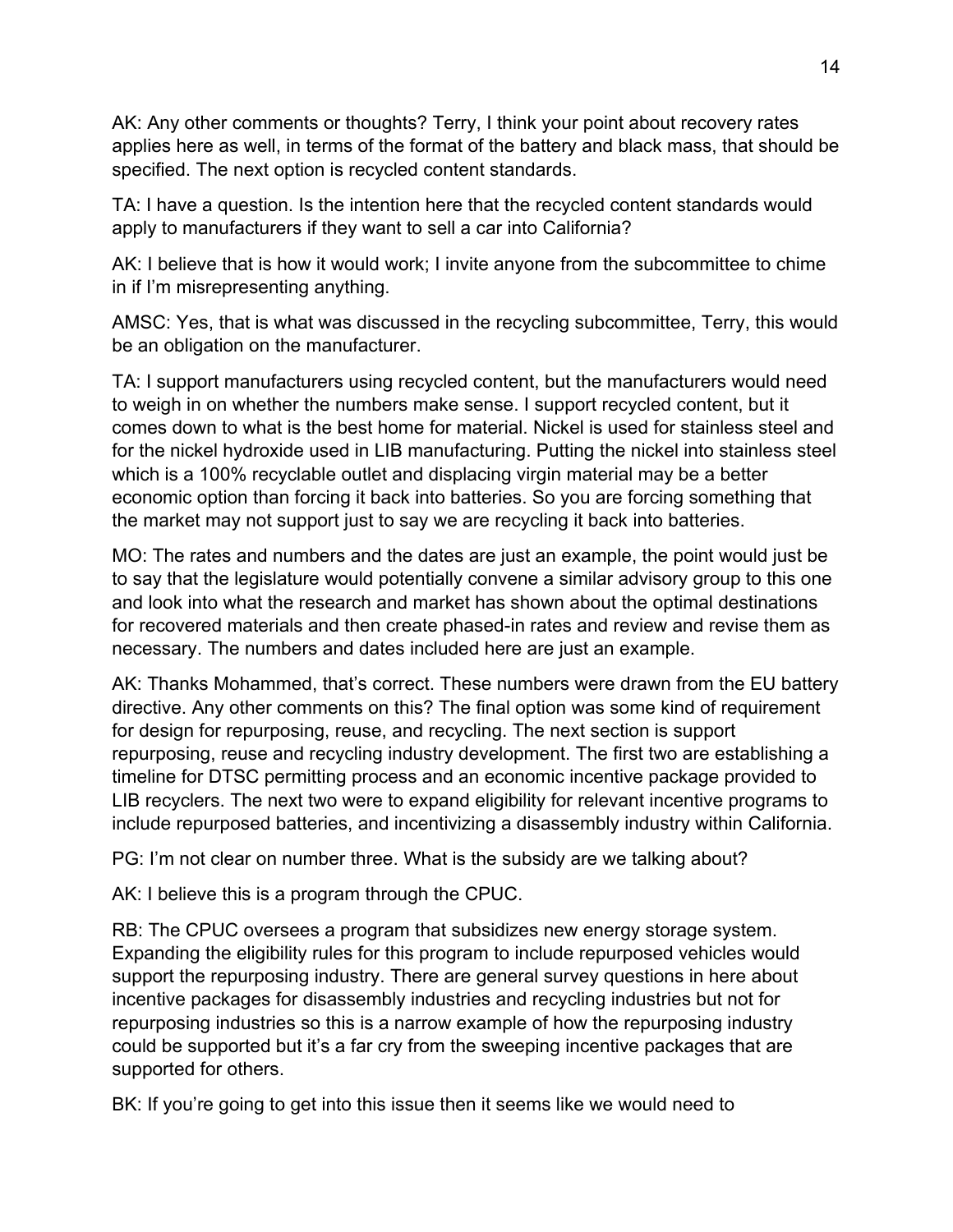AK: Any other comments or thoughts? Terry, I think your point about recovery rates applies here as well, in terms of the format of the battery and black mass, that should be specified. The next option is recycled content standards.

TA: I have a question. Is the intention here that the recycled content standards would apply to manufacturers if they want to sell a car into California?

AK: I believe that is how it would work; I invite anyone from the subcommittee to chime in if I'm misrepresenting anything.

AMSC: Yes, that is what was discussed in the recycling subcommittee, Terry, this would be an obligation on the manufacturer.

TA: I support manufacturers using recycled content, but the manufacturers would need to weigh in on whether the numbers make sense. I support recycled content, but it comes down to what is the best home for material. Nickel is used for stainless steel and for the nickel hydroxide used in LIB manufacturing. Putting the nickel into stainless steel which is a 100% recyclable outlet and displacing virgin material may be a better economic option than forcing it back into batteries. So you are forcing something that the market may not support just to say we are recycling it back into batteries.

MO: The rates and numbers and the dates are just an example, the point would just be to say that the legislature would potentially convene a similar advisory group to this one and look into what the research and market has shown about the optimal destinations for recovered materials and then create phased-in rates and review and revise them as necessary. The numbers and dates included here are just an example.

AK: Thanks Mohammed, that's correct. These numbers were drawn from the EU battery directive. Any other comments on this? The final option was some kind of requirement for design for repurposing, reuse, and recycling. The next section is support repurposing, reuse and recycling industry development. The first two are establishing a timeline for DTSC permitting process and an economic incentive package provided to LIB recyclers. The next two were to expand eligibility for relevant incentive programs to include repurposed batteries, and incentivizing a disassembly industry within California.

PG: I'm not clear on number three. What is the subsidy are we talking about?

AK: I believe this is a program through the CPUC.

RB: The CPUC oversees a program that subsidizes new energy storage system. Expanding the eligibility rules for this program to include repurposed vehicles would support the repurposing industry. There are general survey questions in here about incentive packages for disassembly industries and recycling industries but not for repurposing industries so this is a narrow example of how the repurposing industry could be supported but it's a far cry from the sweeping incentive packages that are supported for others.

BK: If you're going to get into this issue then it seems like we would need to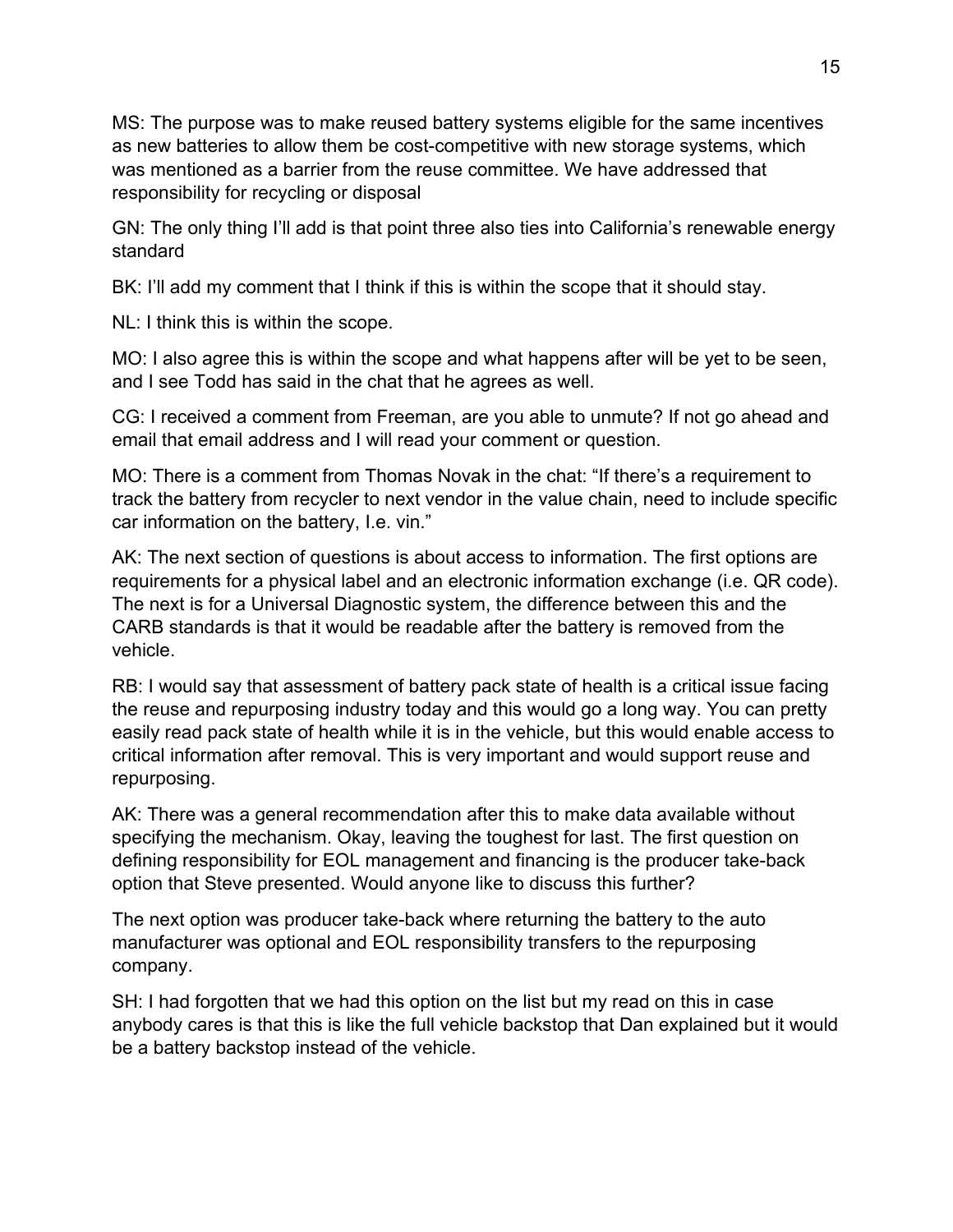MS: The purpose was to make reused battery systems eligible for the same incentives as new batteries to allow them be cost-competitive with new storage systems, which was mentioned as a barrier from the reuse committee. We have addressed that responsibility for recycling or disposal

GN: The only thing I'll add is that point three also ties into California's renewable energy standard

BK: I'll add my comment that I think if this is within the scope that it should stay.

NL: I think this is within the scope.

MO: I also agree this is within the scope and what happens after will be yet to be seen, and I see Todd has said in the chat that he agrees as well.

CG: I received a comment from Freeman, are you able to unmute? If not go ahead and email that email address and I will read your comment or question.

MO: There is a comment from Thomas Novak in the chat: "If there's a requirement to track the battery from recycler to next vendor in the value chain, need to include specific car information on the battery, I.e. vin."

AK: The next section of questions is about access to information. The first options are requirements for a physical label and an electronic information exchange (i.e. QR code). The next is for a Universal Diagnostic system, the difference between this and the CARB standards is that it would be readable after the battery is removed from the vehicle.

RB: I would say that assessment of battery pack state of health is a critical issue facing the reuse and repurposing industry today and this would go a long way. You can pretty easily read pack state of health while it is in the vehicle, but this would enable access to critical information after removal. This is very important and would support reuse and repurposing.

AK: There was a general recommendation after this to make data available without specifying the mechanism. Okay, leaving the toughest for last. The first question on defining responsibility for EOL management and financing is the producer take-back option that Steve presented. Would anyone like to discuss this further?

The next option was producer take-back where returning the battery to the auto manufacturer was optional and EOL responsibility transfers to the repurposing company.

SH: I had forgotten that we had this option on the list but my read on this in case anybody cares is that this is like the full vehicle backstop that Dan explained but it would be a battery backstop instead of the vehicle.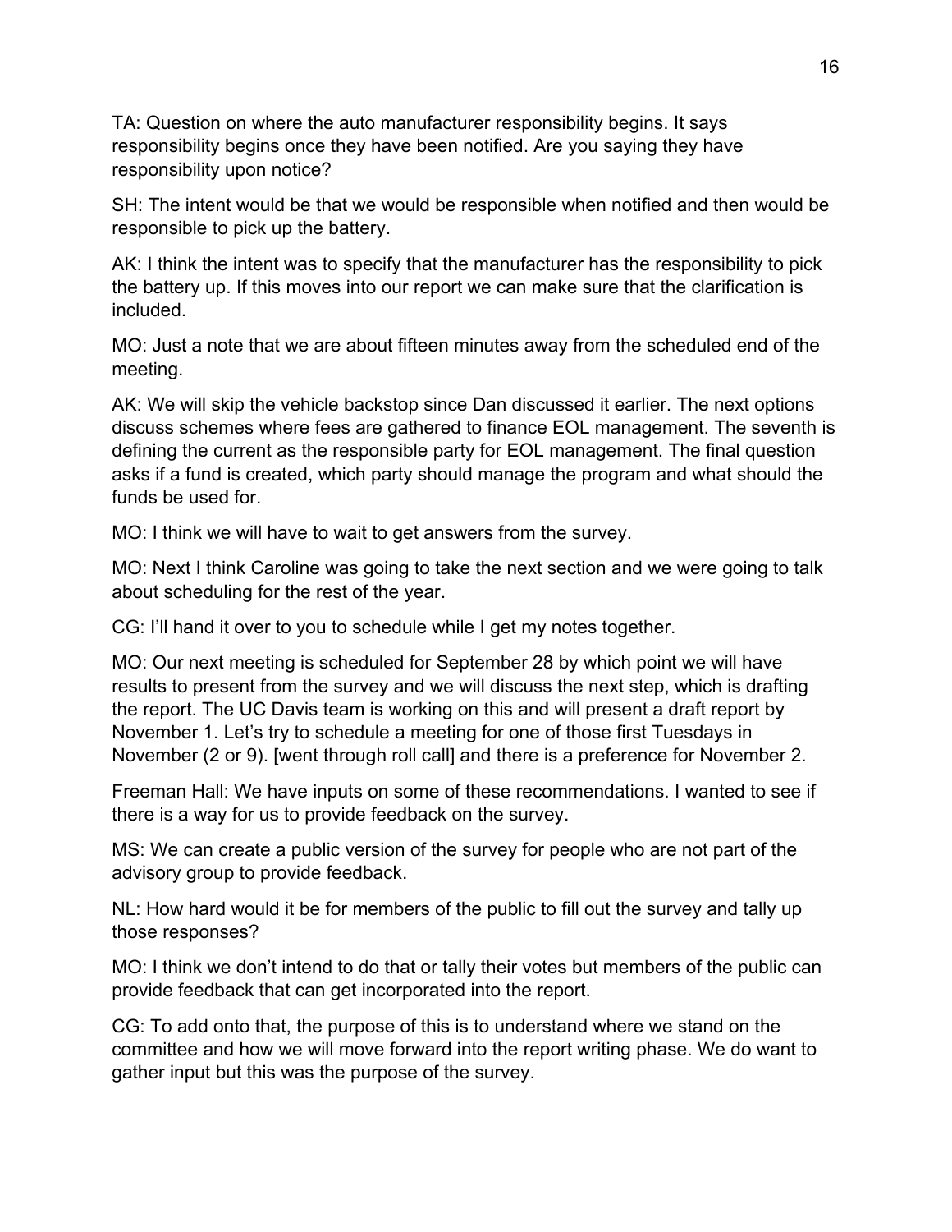TA: Question on where the auto manufacturer responsibility begins. It says responsibility begins once they have been notified. Are you saying they have responsibility upon notice?

SH: The intent would be that we would be responsible when notified and then would be responsible to pick up the battery.

AK: I think the intent was to specify that the manufacturer has the responsibility to pick the battery up. If this moves into our report we can make sure that the clarification is included.

MO: Just a note that we are about fifteen minutes away from the scheduled end of the meeting.

AK: We will skip the vehicle backstop since Dan discussed it earlier. The next options discuss schemes where fees are gathered to finance EOL management. The seventh is defining the current as the responsible party for EOL management. The final question asks if a fund is created, which party should manage the program and what should the funds be used for.

MO: I think we will have to wait to get answers from the survey.

MO: Next I think Caroline was going to take the next section and we were going to talk about scheduling for the rest of the year.

CG: I'll hand it over to you to schedule while I get my notes together.

MO: Our next meeting is scheduled for September 28 by which point we will have results to present from the survey and we will discuss the next step, which is drafting the report. The UC Davis team is working on this and will present a draft report by November 1. Let's try to schedule a meeting for one of those first Tuesdays in November (2 or 9). [went through roll call] and there is a preference for November 2.

Freeman Hall: We have inputs on some of these recommendations. I wanted to see if there is a way for us to provide feedback on the survey.

MS: We can create a public version of the survey for people who are not part of the advisory group to provide feedback.

NL: How hard would it be for members of the public to fill out the survey and tally up those responses?

MO: I think we don't intend to do that or tally their votes but members of the public can provide feedback that can get incorporated into the report.

CG: To add onto that, the purpose of this is to understand where we stand on the committee and how we will move forward into the report writing phase. We do want to gather input but this was the purpose of the survey.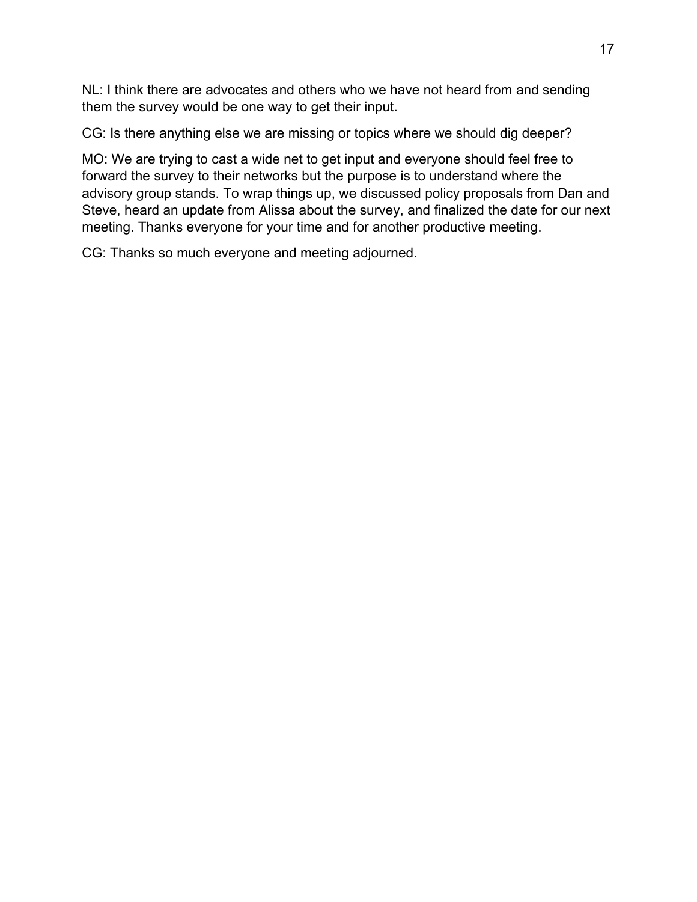NL: I think there are advocates and others who we have not heard from and sending them the survey would be one way to get their input.

CG: Is there anything else we are missing or topics where we should dig deeper?

MO: We are trying to cast a wide net to get input and everyone should feel free to forward the survey to their networks but the purpose is to understand where the advisory group stands. To wrap things up, we discussed policy proposals from Dan and Steve, heard an update from Alissa about the survey, and finalized the date for our next meeting. Thanks everyone for your time and for another productive meeting.

CG: Thanks so much everyone and meeting adjourned.